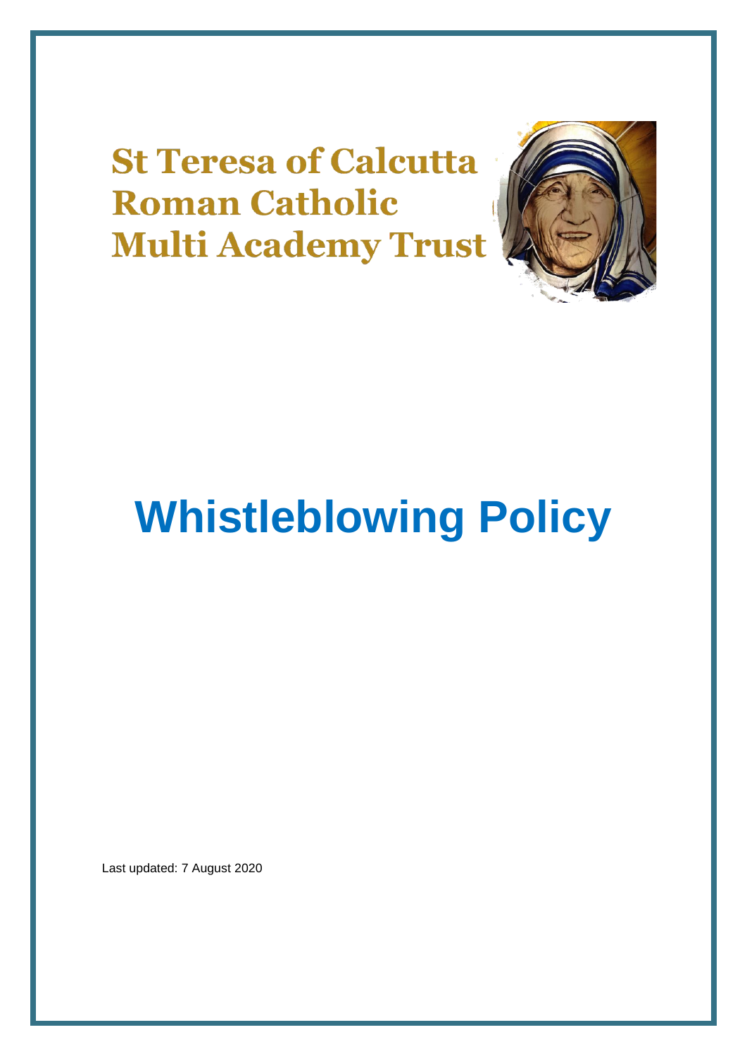**St Teresa of Calcutta Roman Catholic Multi Academy Trust**

# Whistleblowing Policy

Last updated: 7 August 2020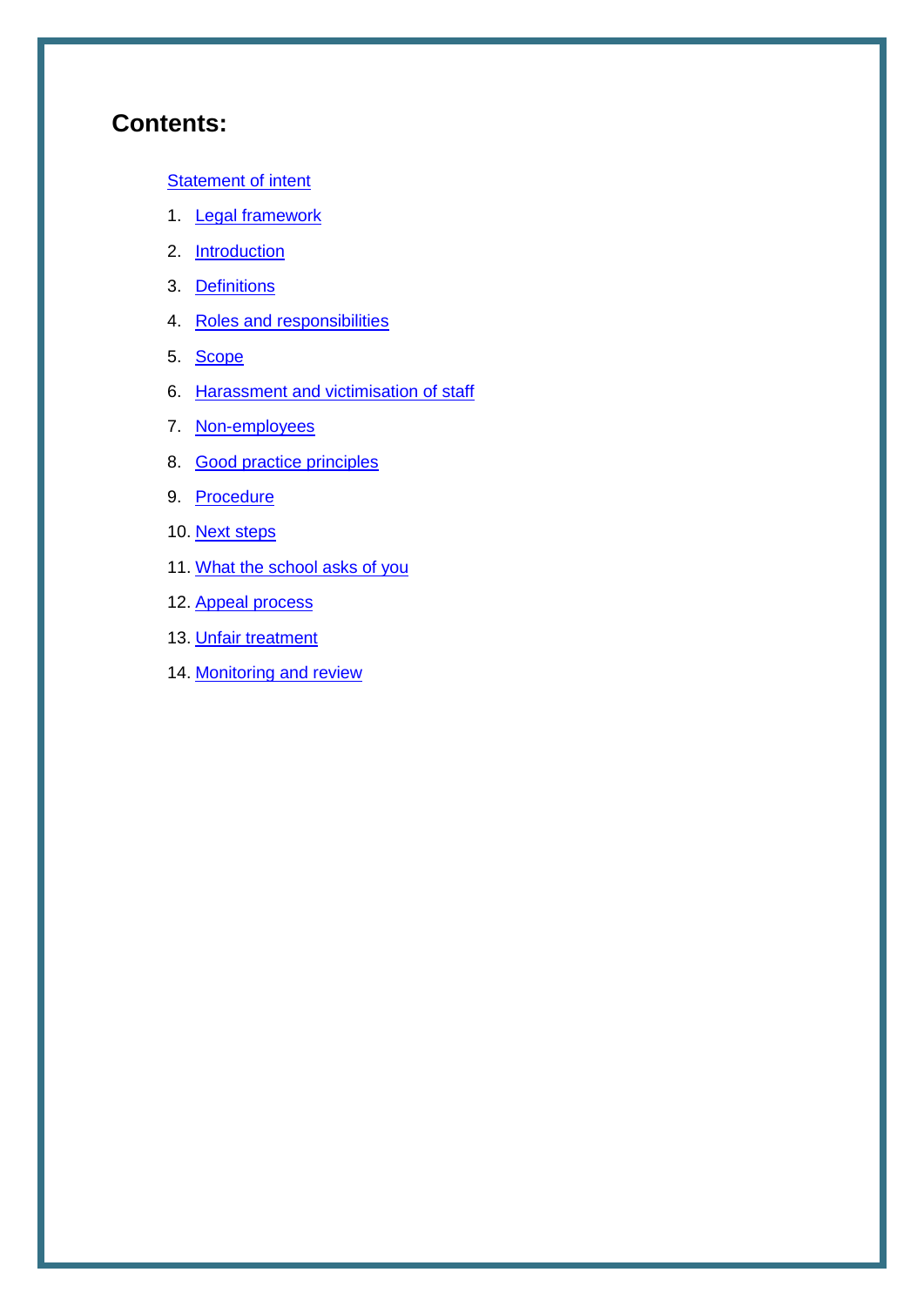# Contents:

Statement of intent

1. Legal framework
2. Introduction
3. Definitions
4. Roles and responsibilities
5. Scope
6. Harassment and victimisation of staff
7. Non-employees
8. Good practice principles
9. Procedure
10. Next steps
11. What the school asks of you
12. Appeal process
13. Unfair treatment
14. Monitoring and review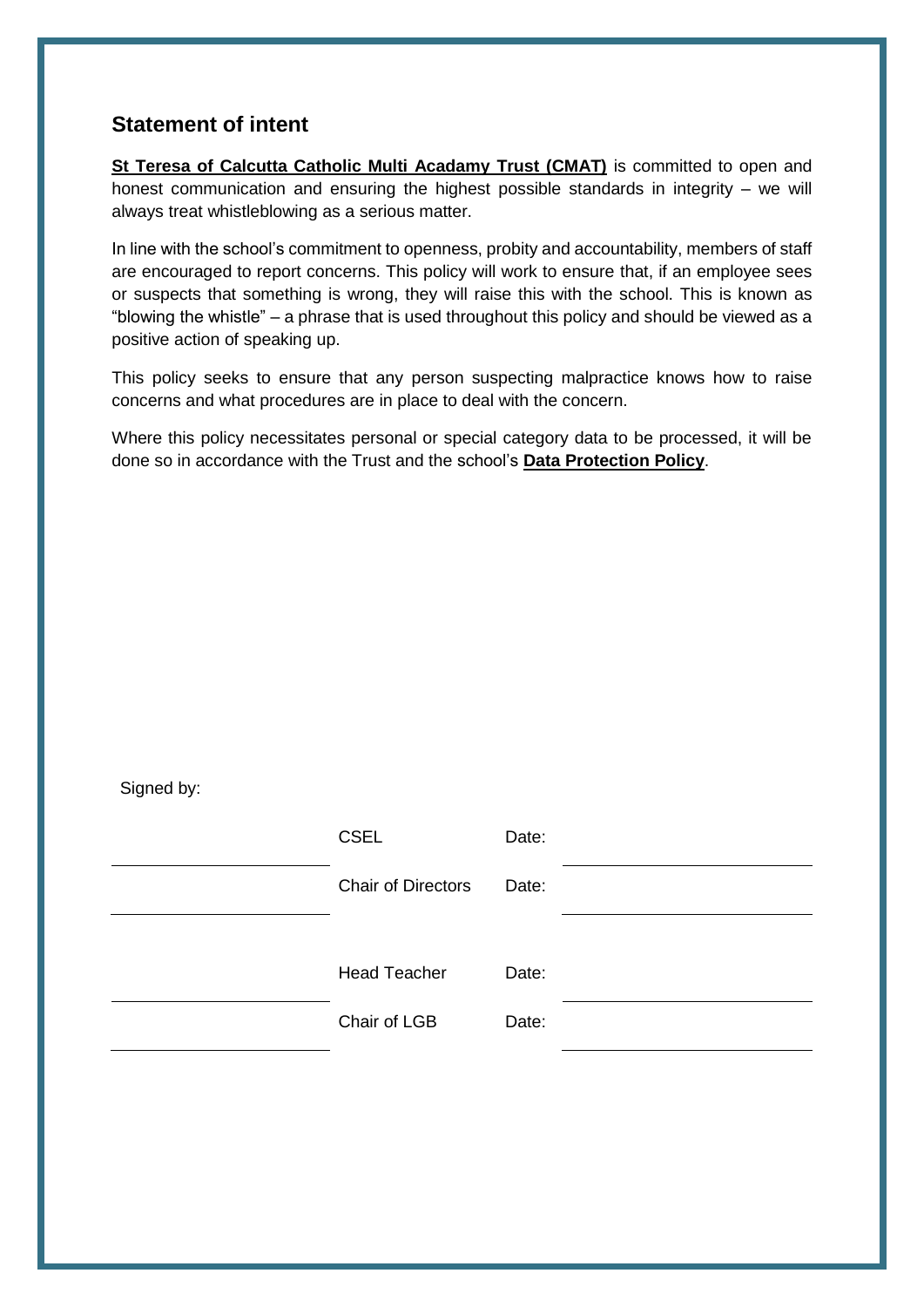## Statement of intent

**St Teresa of Calcutta Catholic Multi Acadamy Trust (CMAT)** is committed to open and honest communication and ensuring the highest possible standards in integrity – we will always treat whistleblowing as a serious matter.

In line with the school's commitment to openness, probity and accountability, members of staff are encouraged to report concerns. This policy will work to ensure that, if an employee sees or suspects that something is wrong, they will raise this with the school. This is known as "blowing the whistle" – a phrase that is used throughout this policy and should be viewed as a positive action of speaking up.

This policy seeks to ensure that any person suspecting malpractice knows how to raise concerns and what procedures are in place to deal with the concern.

Where this policy necessitates personal or special category data to be processed, it will be done so in accordance with the Trust and the school's **Data Protection Policy**.

Signed by:

| | | | |
|---|---|---|---|
| ______________ | CSEL | Date: | ______________ |
| ______________ | Chair of Directors | Date: | ______________ |
| ______________ | Head Teacher | Date: | ______________ |
| ______________ | Chair of LGB | Date: | ______________ |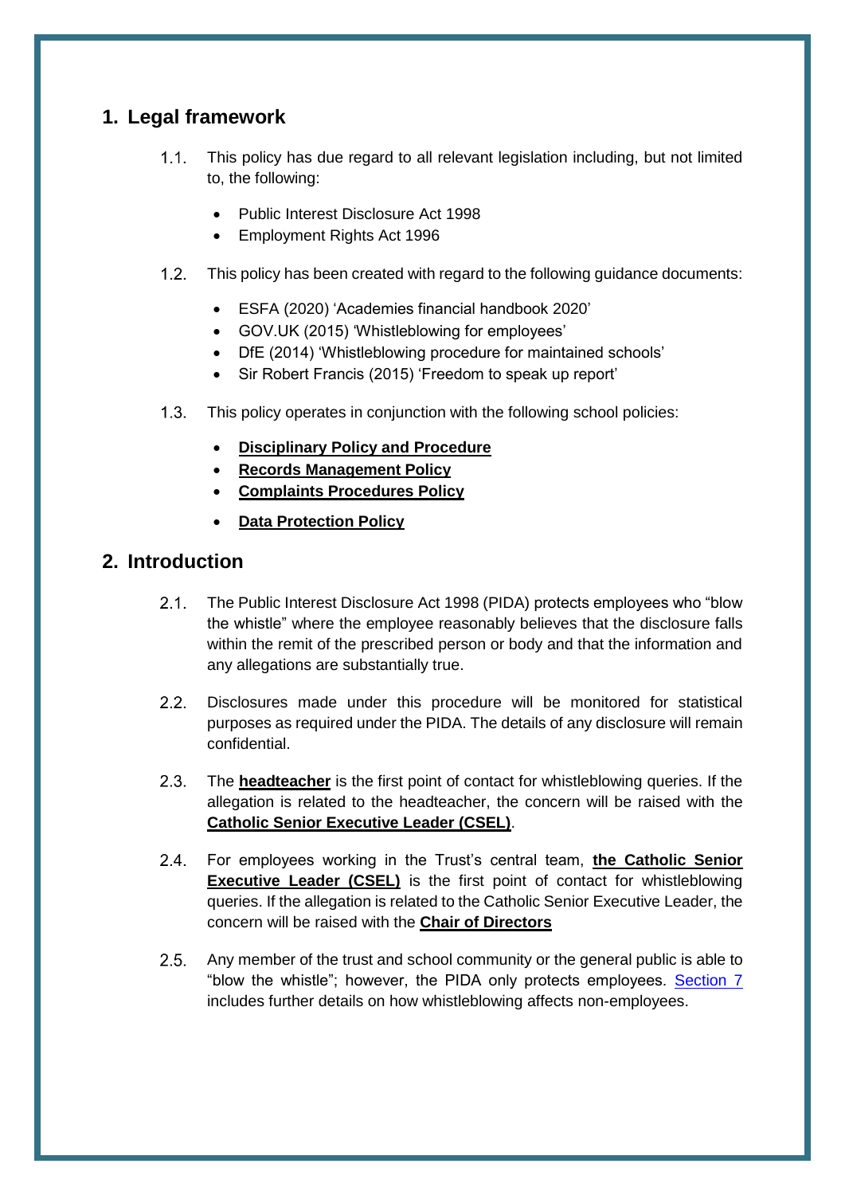## 1. Legal framework

1.1. This policy has due regard to all relevant legislation including, but not limited to, the following:

- Public Interest Disclosure Act 1998
- Employment Rights Act 1996

1.2. This policy has been created with regard to the following guidance documents:

- ESFA (2020) 'Academies financial handbook 2020'
- GOV.UK (2015) 'Whistleblowing for employees'
- DfE (2014) 'Whistleblowing procedure for maintained schools'
- Sir Robert Francis (2015) 'Freedom to speak up report'

1.3. This policy operates in conjunction with the following school policies:

- **Disciplinary Policy and Procedure**
- **Records Management Policy**
- **Complaints Procedures Policy**
- **Data Protection Policy**

## 2. Introduction

2.1. The Public Interest Disclosure Act 1998 (PIDA) protects employees who "blow the whistle" where the employee reasonably believes that the disclosure falls within the remit of the prescribed person or body and that the information and any allegations are substantially true.

2.2. Disclosures made under this procedure will be monitored for statistical purposes as required under the PIDA. The details of any disclosure will remain confidential.

2.3. The **headteacher** is the first point of contact for whistleblowing queries. If the allegation is related to the headteacher, the concern will be raised with the **Catholic Senior Executive Leader (CSEL)**.

2.4. For employees working in the Trust's central team, **the Catholic Senior Executive Leader (CSEL)** is the first point of contact for whistleblowing queries. If the allegation is related to the Catholic Senior Executive Leader, the concern will be raised with the **Chair of Directors**

2.5. Any member of the trust and school community or the general public is able to "blow the whistle"; however, the PIDA only protects employees. Section 7 includes further details on how whistleblowing affects non-employees.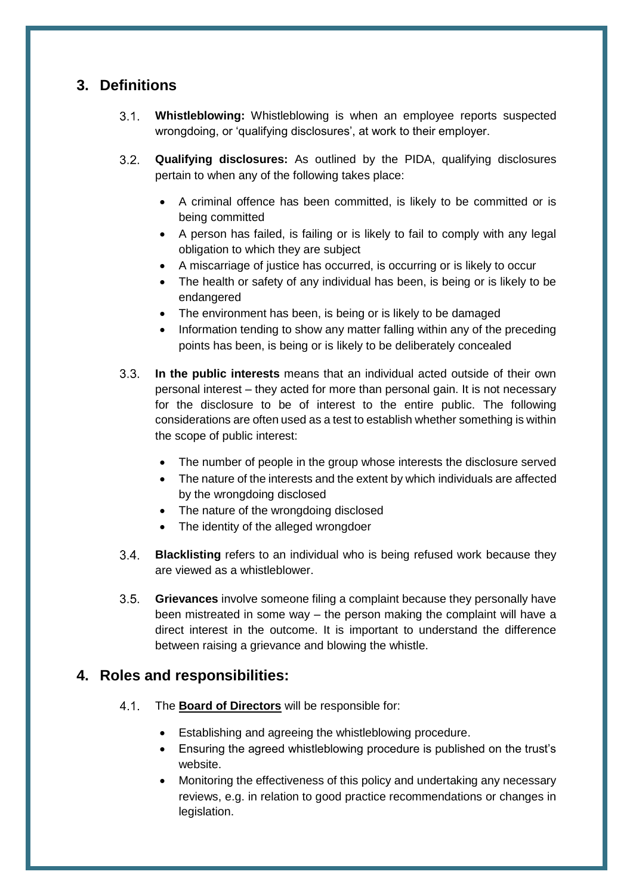## 3. Definitions

3.1. **Whistleblowing:** Whistleblowing is when an employee reports suspected wrongdoing, or 'qualifying disclosures', at work to their employer.

3.2. **Qualifying disclosures:** As outlined by the PIDA, qualifying disclosures pertain to when any of the following takes place:

- A criminal offence has been committed, is likely to be committed or is being committed
- A person has failed, is failing or is likely to fail to comply with any legal obligation to which they are subject
- A miscarriage of justice has occurred, is occurring or is likely to occur
- The health or safety of any individual has been, is being or is likely to be endangered
- The environment has been, is being or is likely to be damaged
- Information tending to show any matter falling within any of the preceding points has been, is being or is likely to be deliberately concealed

3.3. **In the public interests** means that an individual acted outside of their own personal interest – they acted for more than personal gain. It is not necessary for the disclosure to be of interest to the entire public. The following considerations are often used as a test to establish whether something is within the scope of public interest:

- The number of people in the group whose interests the disclosure served
- The nature of the interests and the extent by which individuals are affected by the wrongdoing disclosed
- The nature of the wrongdoing disclosed
- The identity of the alleged wrongdoer

3.4. **Blacklisting** refers to an individual who is being refused work because they are viewed as a whistleblower.

3.5. **Grievances** involve someone filing a complaint because they personally have been mistreated in some way – the person making the complaint will have a direct interest in the outcome. It is important to understand the difference between raising a grievance and blowing the whistle.

## 4. Roles and responsibilities:

4.1. The <u>**Board of Directors**</u> will be responsible for:

- Establishing and agreeing the whistleblowing procedure.
- Ensuring the agreed whistleblowing procedure is published on the trust's website.
- Monitoring the effectiveness of this policy and undertaking any necessary reviews, e.g. in relation to good practice recommendations or changes in legislation.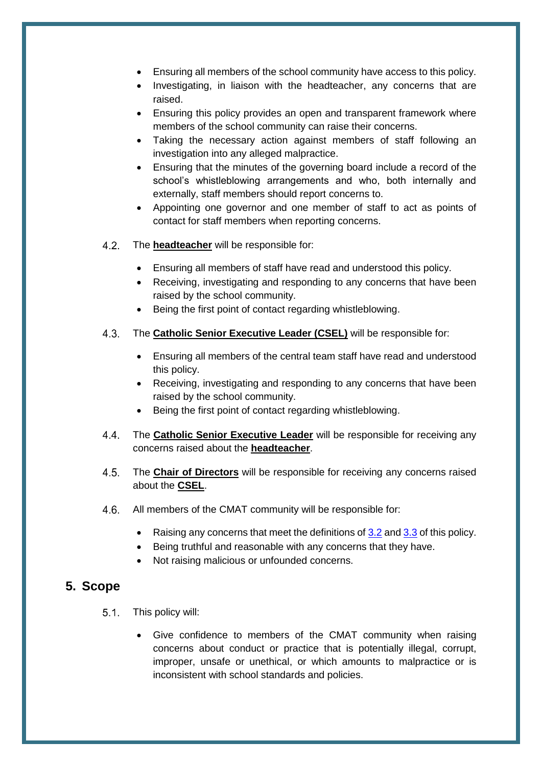- Ensuring all members of the school community have access to this policy.
- Investigating, in liaison with the headteacher, any concerns that are raised.
- Ensuring this policy provides an open and transparent framework where members of the school community can raise their concerns.
- Taking the necessary action against members of staff following an investigation into any alleged malpractice.
- Ensuring that the minutes of the governing board include a record of the school's whistleblowing arrangements and who, both internally and externally, staff members should report concerns to.
- Appointing one governor and one member of staff to act as points of contact for staff members when reporting concerns.

4.2. The **headteacher** will be responsible for:

- Ensuring all members of staff have read and understood this policy.
- Receiving, investigating and responding to any concerns that have been raised by the school community.
- Being the first point of contact regarding whistleblowing.

4.3. The **Catholic Senior Executive Leader (CSEL)** will be responsible for:

- Ensuring all members of the central team staff have read and understood this policy.
- Receiving, investigating and responding to any concerns that have been raised by the school community.
- Being the first point of contact regarding whistleblowing.

4.4. The **Catholic Senior Executive Leader** will be responsible for receiving any concerns raised about the **headteacher**.

4.5. The **Chair of Directors** will be responsible for receiving any concerns raised about the **CSEL**.

4.6. All members of the CMAT community will be responsible for:

- Raising any concerns that meet the definitions of 3.2 and 3.3 of this policy.
- Being truthful and reasonable with any concerns that they have.
- Not raising malicious or unfounded concerns.

## 5. Scope

5.1. This policy will:

- Give confidence to members of the CMAT community when raising concerns about conduct or practice that is potentially illegal, corrupt, improper, unsafe or unethical, or which amounts to malpractice or is inconsistent with school standards and policies.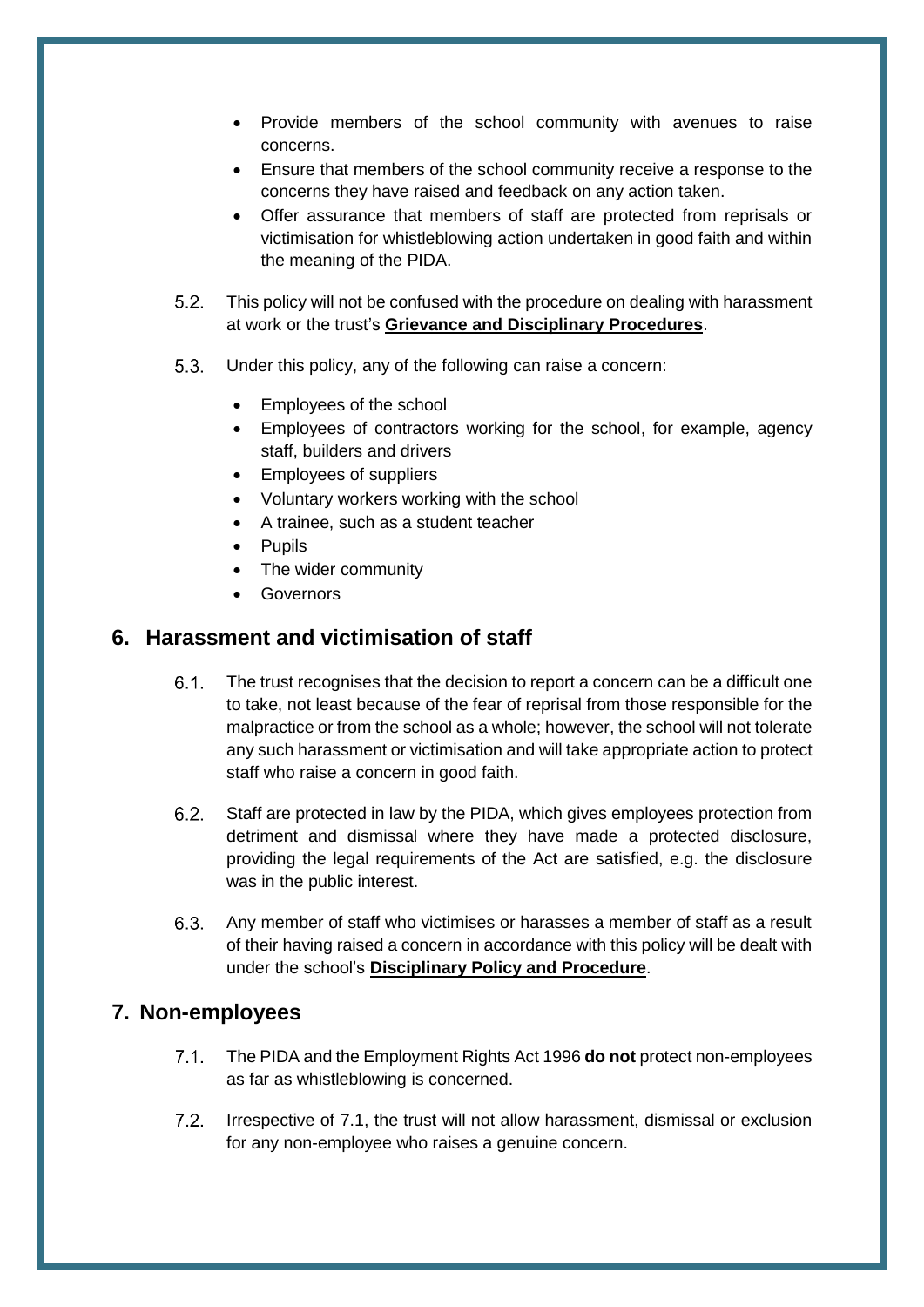- Provide members of the school community with avenues to raise concerns.
- Ensure that members of the school community receive a response to the concerns they have raised and feedback on any action taken.
- Offer assurance that members of staff are protected from reprisals or victimisation for whistleblowing action undertaken in good faith and within the meaning of the PIDA.

5.2. This policy will not be confused with the procedure on dealing with harassment at work or the trust's **Grievance and Disciplinary Procedures**.

5.3. Under this policy, any of the following can raise a concern:

- Employees of the school
- Employees of contractors working for the school, for example, agency staff, builders and drivers
- Employees of suppliers
- Voluntary workers working with the school
- A trainee, such as a student teacher
- Pupils
- The wider community
- Governors

## 6. Harassment and victimisation of staff

6.1. The trust recognises that the decision to report a concern can be a difficult one to take, not least because of the fear of reprisal from those responsible for the malpractice or from the school as a whole; however, the school will not tolerate any such harassment or victimisation and will take appropriate action to protect staff who raise a concern in good faith.

6.2. Staff are protected in law by the PIDA, which gives employees protection from detriment and dismissal where they have made a protected disclosure, providing the legal requirements of the Act are satisfied, e.g. the disclosure was in the public interest.

6.3. Any member of staff who victimises or harasses a member of staff as a result of their having raised a concern in accordance with this policy will be dealt with under the school's **Disciplinary Policy and Procedure**.

## 7. Non-employees

7.1. The PIDA and the Employment Rights Act 1996 **do not** protect non-employees as far as whistleblowing is concerned.

7.2. Irrespective of 7.1, the trust will not allow harassment, dismissal or exclusion for any non-employee who raises a genuine concern.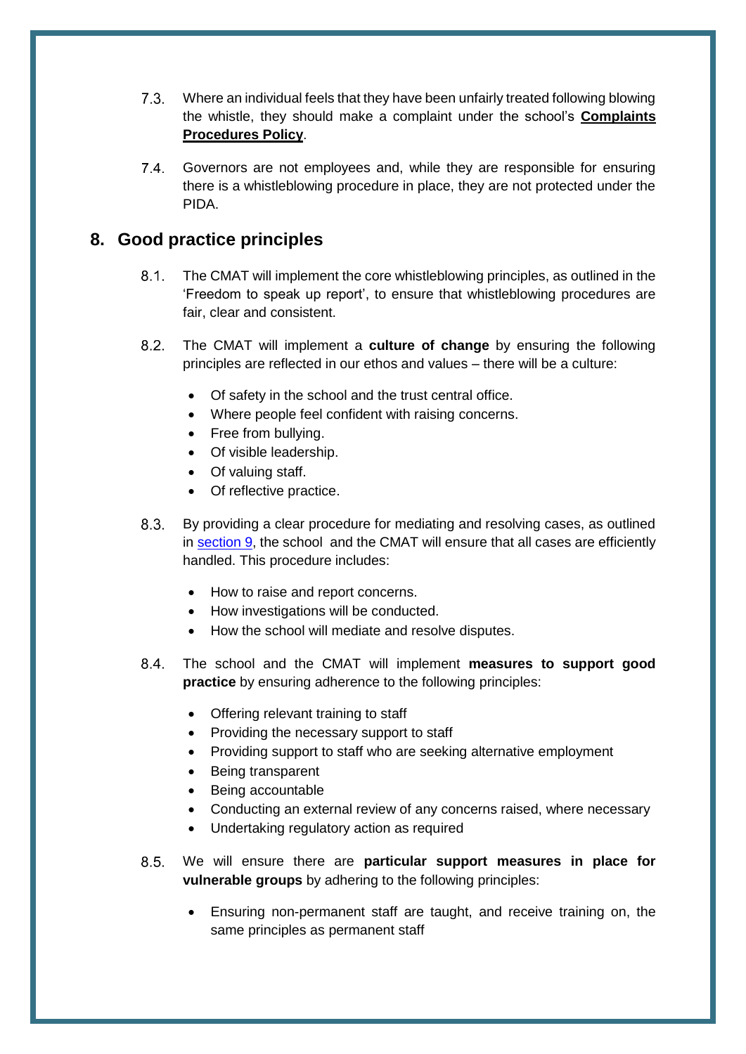7.3. Where an individual feels that they have been unfairly treated following blowing the whistle, they should make a complaint under the school's **Complaints Procedures Policy**.

7.4. Governors are not employees and, while they are responsible for ensuring there is a whistleblowing procedure in place, they are not protected under the PIDA.

## 8. Good practice principles

8.1. The CMAT will implement the core whistleblowing principles, as outlined in the 'Freedom to speak up report', to ensure that whistleblowing procedures are fair, clear and consistent.

8.2. The CMAT will implement a **culture of change** by ensuring the following principles are reflected in our ethos and values – there will be a culture:

- Of safety in the school and the trust central office.
- Where people feel confident with raising concerns.
- Free from bullying.
- Of visible leadership.
- Of valuing staff.
- Of reflective practice.

8.3. By providing a clear procedure for mediating and resolving cases, as outlined in [section 9](#), the school and the CMAT will ensure that all cases are efficiently handled. This procedure includes:

- How to raise and report concerns.
- How investigations will be conducted.
- How the school will mediate and resolve disputes.

8.4. The school and the CMAT will implement **measures to support good practice** by ensuring adherence to the following principles:

- Offering relevant training to staff
- Providing the necessary support to staff
- Providing support to staff who are seeking alternative employment
- Being transparent
- Being accountable
- Conducting an external review of any concerns raised, where necessary
- Undertaking regulatory action as required

8.5. We will ensure there are **particular support measures in place for vulnerable groups** by adhering to the following principles:

- Ensuring non-permanent staff are taught, and receive training on, the same principles as permanent staff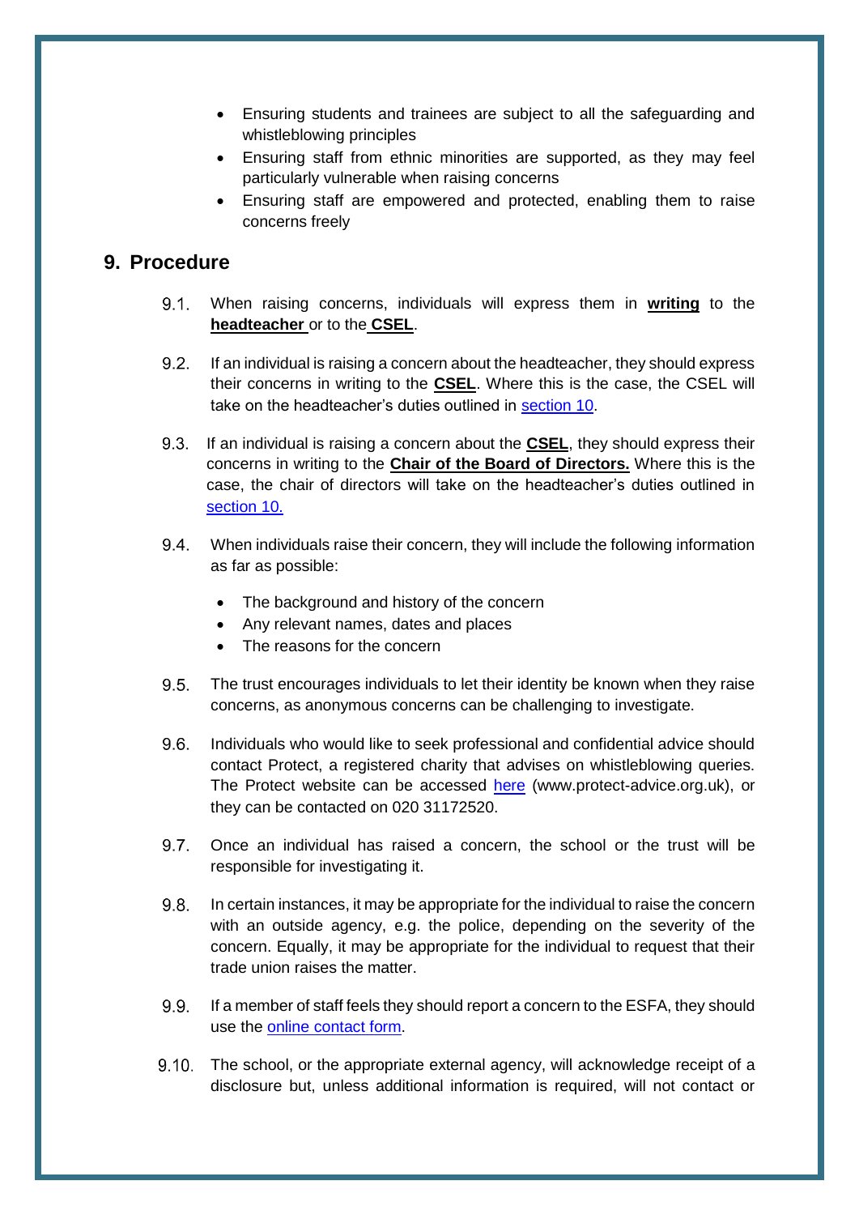- Ensuring students and trainees are subject to all the safeguarding and whistleblowing principles
- Ensuring staff from ethnic minorities are supported, as they may feel particularly vulnerable when raising concerns
- Ensuring staff are empowered and protected, enabling them to raise concerns freely

## 9. Procedure

9.1. When raising concerns, individuals will express them in **writing** to the **headteacher** or to the **CSEL**.

9.2. If an individual is raising a concern about the headteacher, they should express their concerns in writing to the **CSEL**. Where this is the case, the CSEL will take on the headteacher's duties outlined in [section 10](#).

9.3. If an individual is raising a concern about the **CSEL**, they should express their concerns in writing to the **Chair of the Board of Directors.** Where this is the case, the chair of directors will take on the headteacher's duties outlined in [section 10.](#)

9.4. When individuals raise their concern, they will include the following information as far as possible:

- The background and history of the concern
- Any relevant names, dates and places
- The reasons for the concern

9.5. The trust encourages individuals to let their identity be known when they raise concerns, as anonymous concerns can be challenging to investigate.

9.6. Individuals who would like to seek professional and confidential advice should contact Protect, a registered charity that advises on whistleblowing queries. The Protect website can be accessed [here](www.protect-advice.org.uk) (www.protect-advice.org.uk), or they can be contacted on 020 31172520.

9.7. Once an individual has raised a concern, the school or the trust will be responsible for investigating it.

9.8. In certain instances, it may be appropriate for the individual to raise the concern with an outside agency, e.g. the police, depending on the severity of the concern. Equally, it may be appropriate for the individual to request that their trade union raises the matter.

9.9. If a member of staff feels they should report a concern to the ESFA, they should use the [online contact form](#).

9.10. The school, or the appropriate external agency, will acknowledge receipt of a disclosure but, unless additional information is required, will not contact or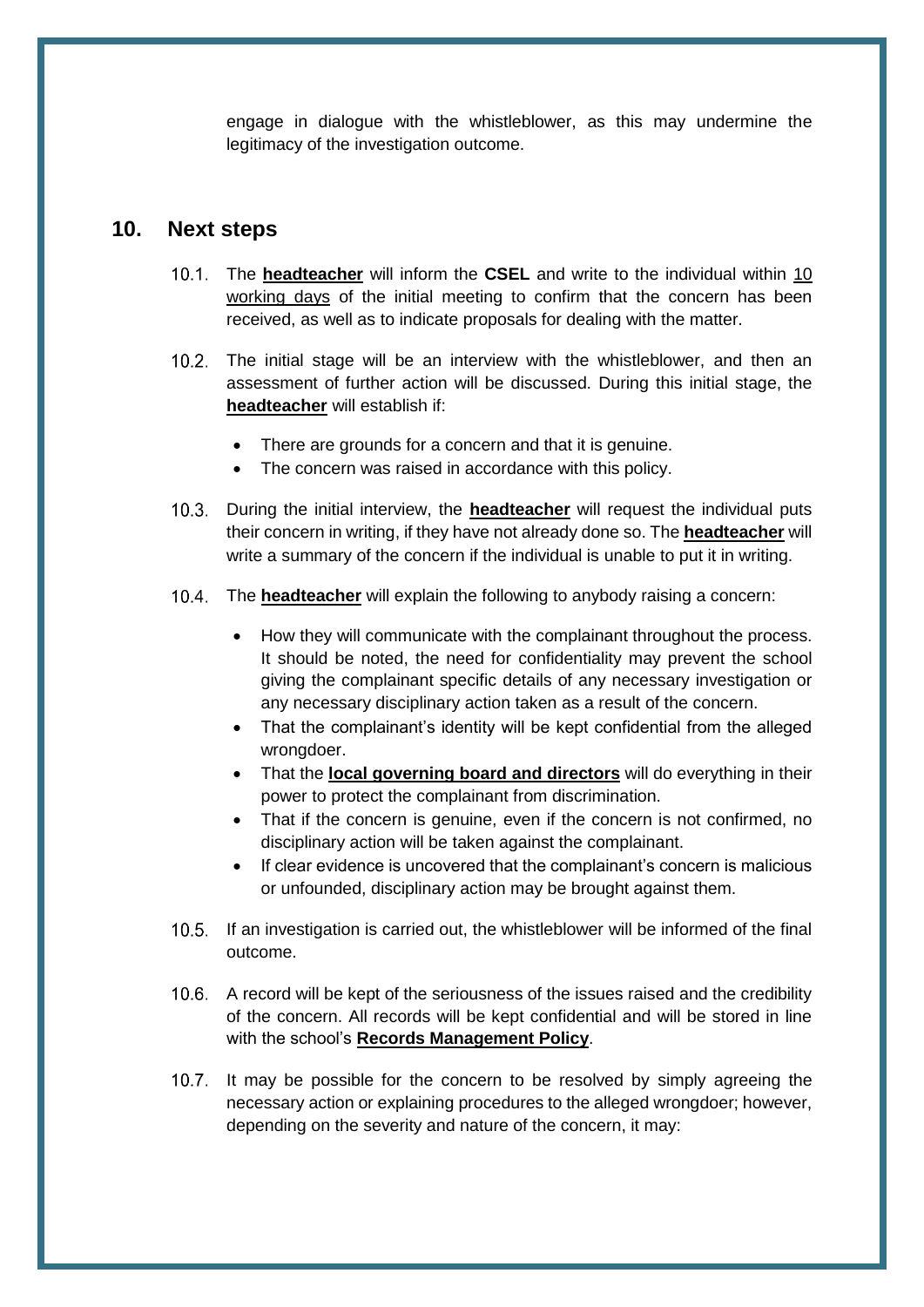engage in dialogue with the whistleblower, as this may undermine the legitimacy of the investigation outcome.

## 10. Next steps

10.1. The **headteacher** will inform the **CSEL** and write to the individual within 10 working days of the initial meeting to confirm that the concern has been received, as well as to indicate proposals for dealing with the matter.

10.2. The initial stage will be an interview with the whistleblower, and then an assessment of further action will be discussed. During this initial stage, the **headteacher** will establish if:

- There are grounds for a concern and that it is genuine.
- The concern was raised in accordance with this policy.

10.3. During the initial interview, the **headteacher** will request the individual puts their concern in writing, if they have not already done so. The **headteacher** will write a summary of the concern if the individual is unable to put it in writing.

10.4. The **headteacher** will explain the following to anybody raising a concern:

- How they will communicate with the complainant throughout the process. It should be noted, the need for confidentiality may prevent the school giving the complainant specific details of any necessary investigation or any necessary disciplinary action taken as a result of the concern.
- That the complainant's identity will be kept confidential from the alleged wrongdoer.
- That the **local governing board and directors** will do everything in their power to protect the complainant from discrimination.
- That if the concern is genuine, even if the concern is not confirmed, no disciplinary action will be taken against the complainant.
- If clear evidence is uncovered that the complainant's concern is malicious or unfounded, disciplinary action may be brought against them.

10.5. If an investigation is carried out, the whistleblower will be informed of the final outcome.

10.6. A record will be kept of the seriousness of the issues raised and the credibility of the concern. All records will be kept confidential and will be stored in line with the school's **Records Management Policy**.

10.7. It may be possible for the concern to be resolved by simply agreeing the necessary action or explaining procedures to the alleged wrongdoer; however, depending on the severity and nature of the concern, it may: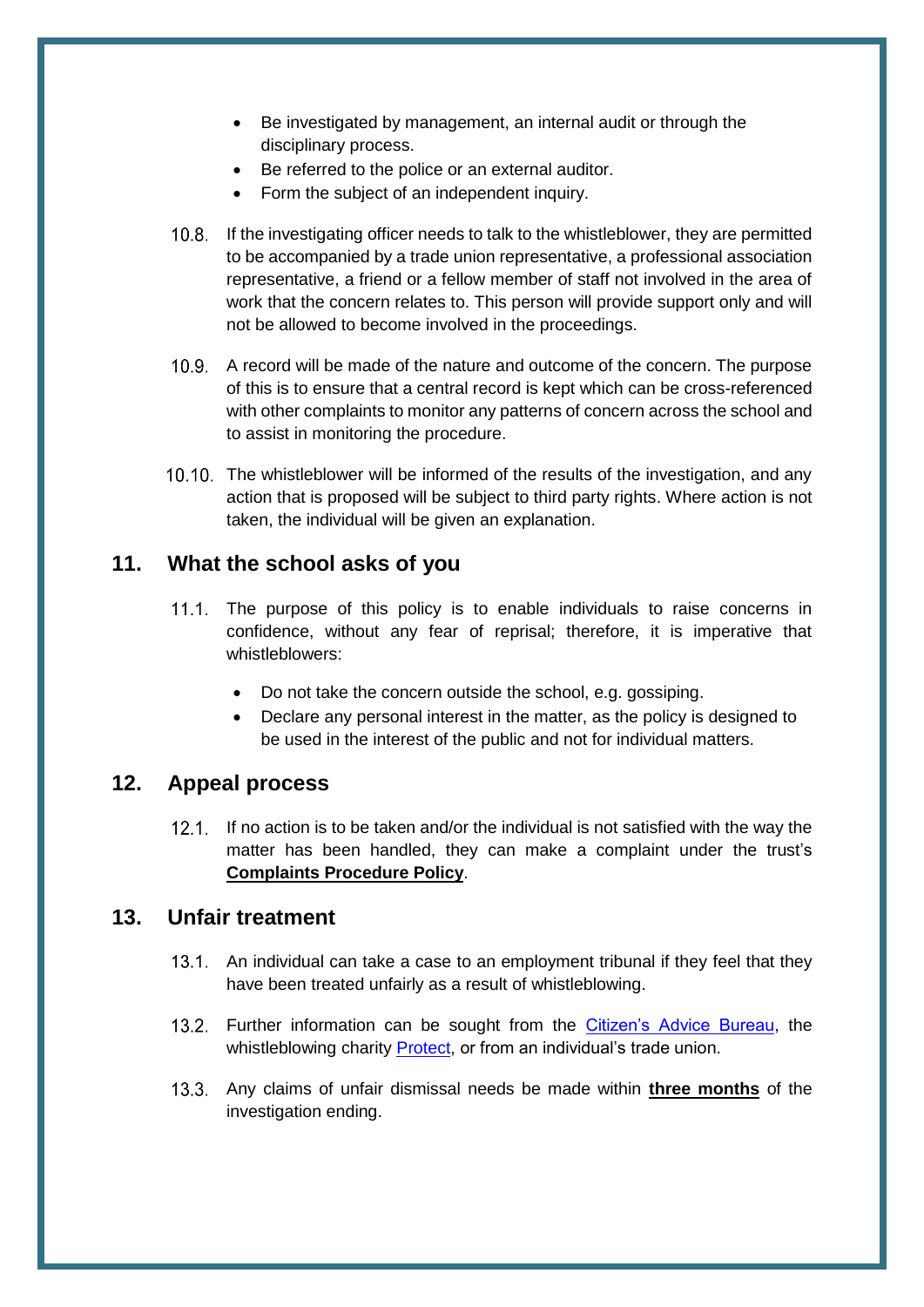- Be investigated by management, an internal audit or through the disciplinary process.
- Be referred to the police or an external auditor.
- Form the subject of an independent inquiry.

10.8. If the investigating officer needs to talk to the whistleblower, they are permitted to be accompanied by a trade union representative, a professional association representative, a friend or a fellow member of staff not involved in the area of work that the concern relates to. This person will provide support only and will not be allowed to become involved in the proceedings.

10.9. A record will be made of the nature and outcome of the concern. The purpose of this is to ensure that a central record is kept which can be cross-referenced with other complaints to monitor any patterns of concern across the school and to assist in monitoring the procedure.

10.10. The whistleblower will be informed of the results of the investigation, and any action that is proposed will be subject to third party rights. Where action is not taken, the individual will be given an explanation.

## 11. What the school asks of you

11.1. The purpose of this policy is to enable individuals to raise concerns in confidence, without any fear of reprisal; therefore, it is imperative that whistleblowers:

- Do not take the concern outside the school, e.g. gossiping.
- Declare any personal interest in the matter, as the policy is designed to be used in the interest of the public and not for individual matters.

## 12. Appeal process

12.1. If no action is to be taken and/or the individual is not satisfied with the way the matter has been handled, they can make a complaint under the trust's **Complaints Procedure Policy**.

## 13. Unfair treatment

13.1. An individual can take a case to an employment tribunal if they feel that they have been treated unfairly as a result of whistleblowing.

13.2. Further information can be sought from the Citizen's Advice Bureau, the whistleblowing charity Protect, or from an individual's trade union.

13.3. Any claims of unfair dismissal needs be made within **three months** of the investigation ending.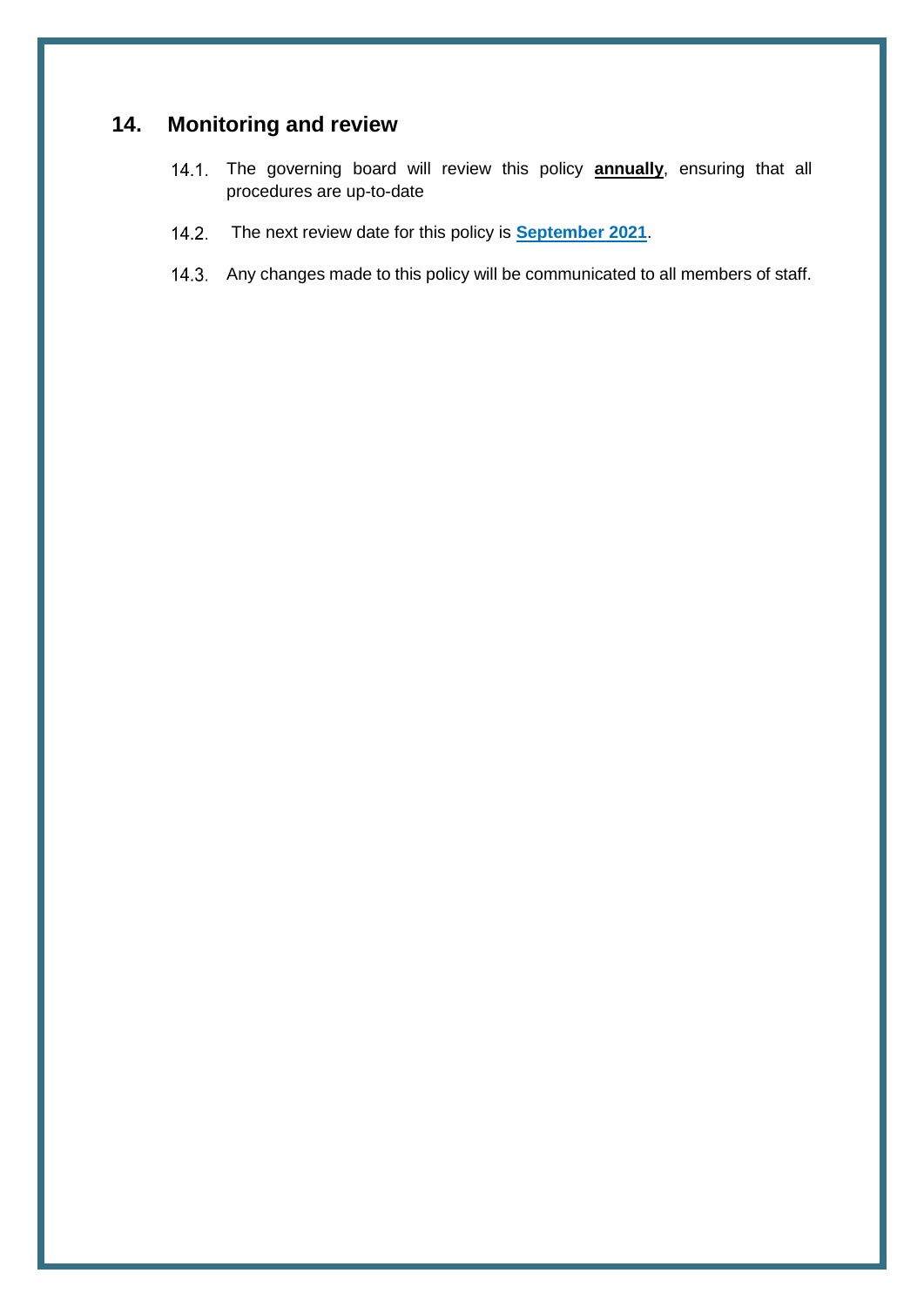## 14. Monitoring and review

14.1. The governing board will review this policy **annually**, ensuring that all procedures are up-to-date

14.2. The next review date for this policy is **September 2021**.

14.3. Any changes made to this policy will be communicated to all members of staff.